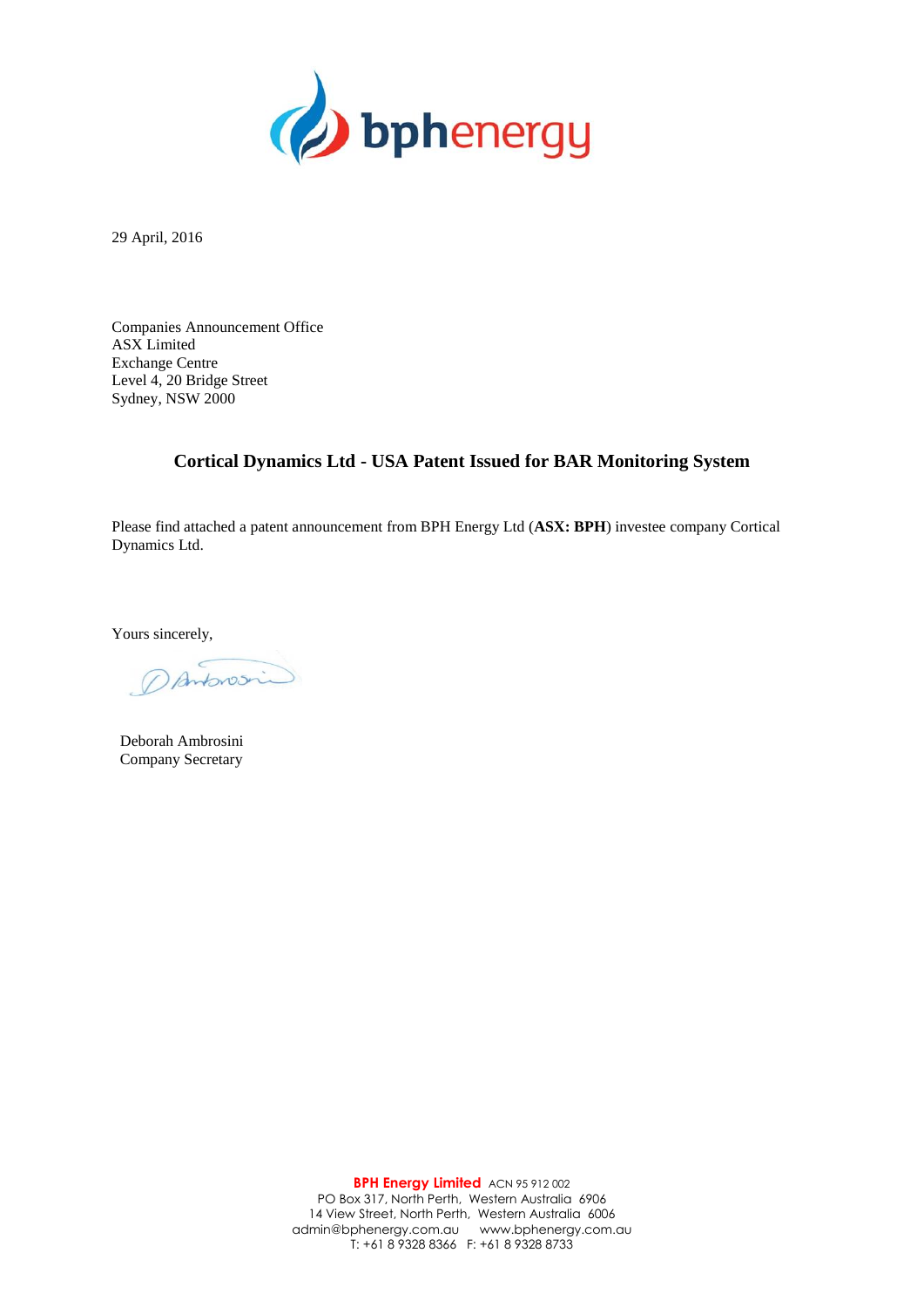29 April, 2016

Companies Announcement Office
ASX Limited
Exchange Centre
Level 4, 20 Bridge Street
Sydney, NSW 2000

## Cortical Dynamics Ltd - USA Patent Issued for BAR Monitoring System

Please find attached a patent announcement from BPH Energy Ltd (**ASX: BPH**) investee company Cortical Dynamics Ltd.

Yours sincerely,

Deborah Ambrosini
Company Secretary

**BPH Energy Limited** ACN 95 912 002
PO Box 317, North Perth, Western Australia 6906
14 View Street, North Perth, Western Australia 6006
admin@bphenergy.com.au www.bphenergy.com.au
T: +61 8 9328 8366 F: +61 8 9328 8733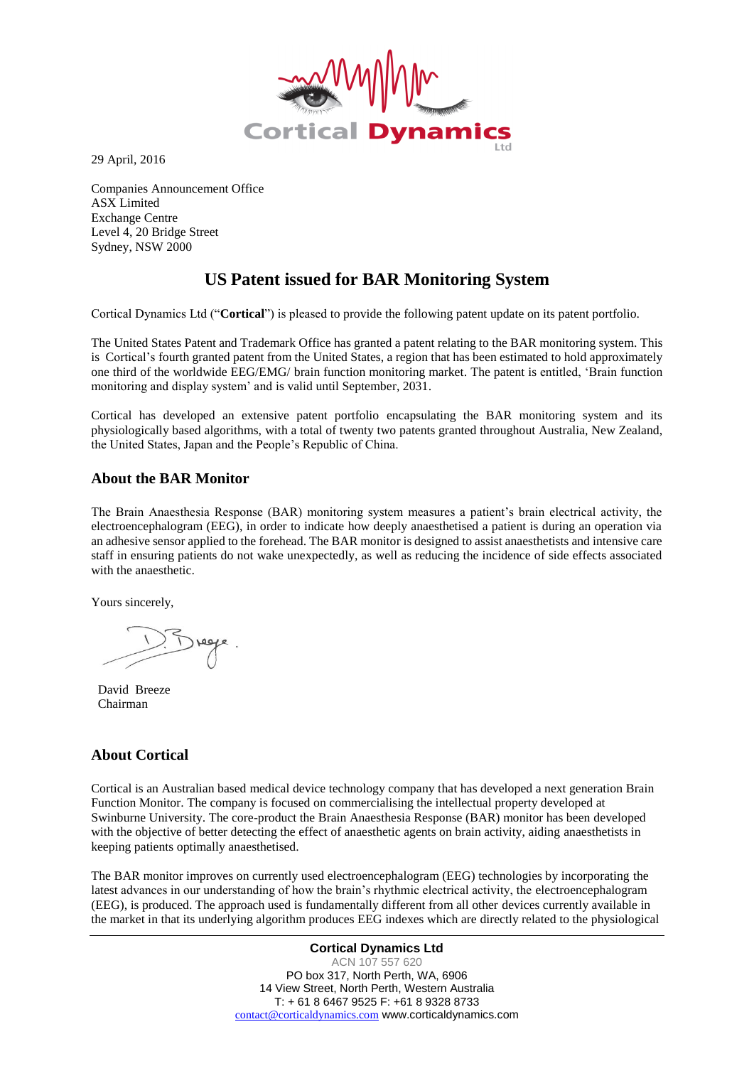29 April, 2016

Companies Announcement Office
ASX Limited
Exchange Centre
Level 4, 20 Bridge Street
Sydney, NSW 2000

# US Patent issued for BAR Monitoring System

Cortical Dynamics Ltd ("**Cortical**") is pleased to provide the following patent update on its patent portfolio.

The United States Patent and Trademark Office has granted a patent relating to the BAR monitoring system. This is Cortical's fourth granted patent from the United States, a region that has been estimated to hold approximately one third of the worldwide EEG/EMG/ brain function monitoring market. The patent is entitled, 'Brain function monitoring and display system' and is valid until September, 2031.

Cortical has developed an extensive patent portfolio encapsulating the BAR monitoring system and its physiologically based algorithms, with a total of twenty two patents granted throughout Australia, New Zealand, the United States, Japan and the People's Republic of China.

## About the BAR Monitor

The Brain Anaesthesia Response (BAR) monitoring system measures a patient's brain electrical activity, the electroencephalogram (EEG), in order to indicate how deeply anaesthetised a patient is during an operation via an adhesive sensor applied to the forehead. The BAR monitor is designed to assist anaesthetists and intensive care staff in ensuring patients do not wake unexpectedly, as well as reducing the incidence of side effects associated with the anaesthetic.

Yours sincerely,

David Breeze
Chairman

## About Cortical

Cortical is an Australian based medical device technology company that has developed a next generation Brain Function Monitor. The company is focused on commercialising the intellectual property developed at Swinburne University. The core-product the Brain Anaesthesia Response (BAR) monitor has been developed with the objective of better detecting the effect of anaesthetic agents on brain activity, aiding anaesthetists in keeping patients optimally anaesthetised.

The BAR monitor improves on currently used electroencephalogram (EEG) technologies by incorporating the latest advances in our understanding of how the brain's rhythmic electrical activity, the electroencephalogram (EEG), is produced. The approach used is fundamentally different from all other devices currently available in the market in that its underlying algorithm produces EEG indexes which are directly related to the physiological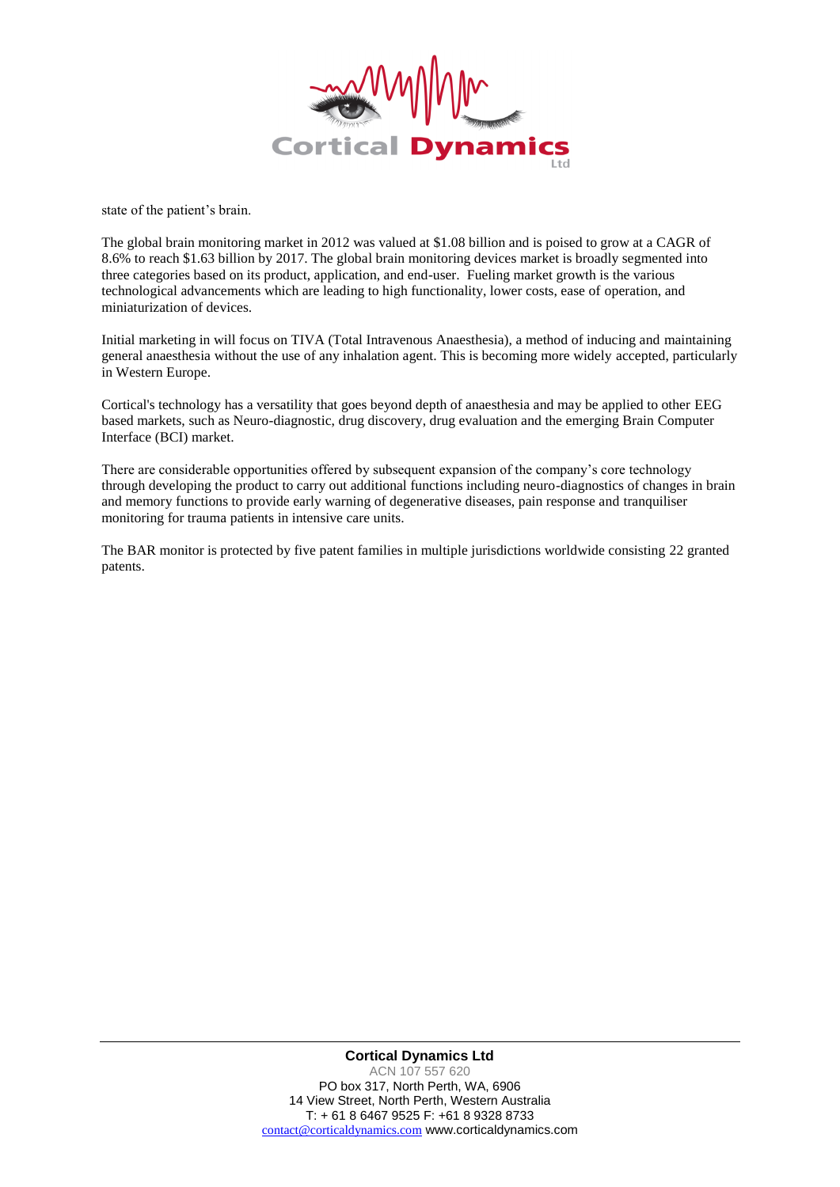state of the patient's brain.

The global brain monitoring market in 2012 was valued at $1.08 billion and is poised to grow at a CAGR of 8.6% to reach $1.63 billion by 2017. The global brain monitoring devices market is broadly segmented into three categories based on its product, application, and end-user. Fueling market growth is the various technological advancements which are leading to high functionality, lower costs, ease of operation, and miniaturization of devices.

Initial marketing in will focus on TIVA (Total Intravenous Anaesthesia), a method of inducing and maintaining general anaesthesia without the use of any inhalation agent. This is becoming more widely accepted, particularly in Western Europe.

Cortical's technology has a versatility that goes beyond depth of anaesthesia and may be applied to other EEG based markets, such as Neuro-diagnostic, drug discovery, drug evaluation and the emerging Brain Computer Interface (BCI) market.

There are considerable opportunities offered by subsequent expansion of the company's core technology through developing the product to carry out additional functions including neuro-diagnostics of changes in brain and memory functions to provide early warning of degenerative diseases, pain response and tranquiliser monitoring for trauma patients in intensive care units.

The BAR monitor is protected by five patent families in multiple jurisdictions worldwide consisting 22 granted patents.